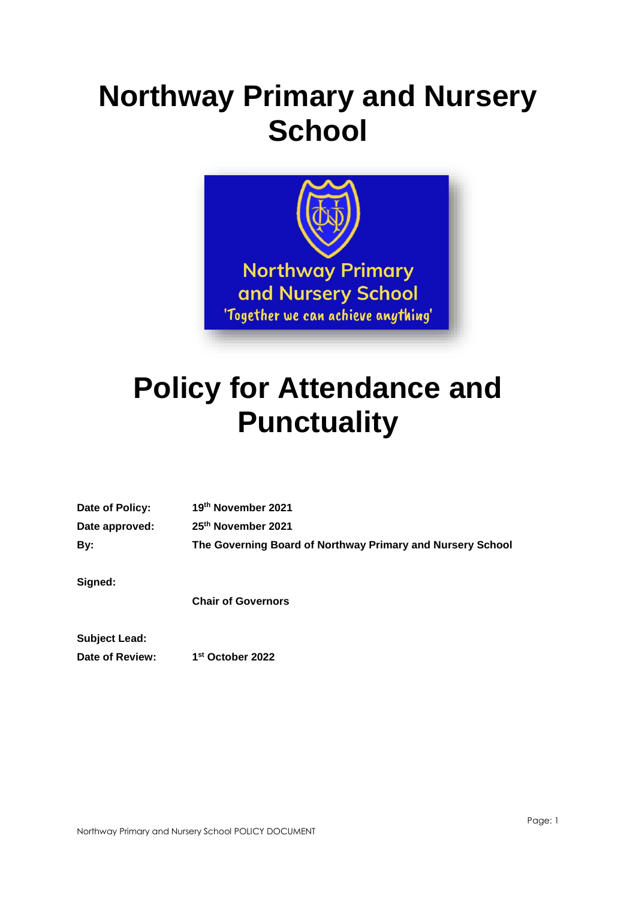# Northway Primary and Nursery School

# Policy for Attendance and Punctuality

| | |
|---|---|
| **Date of Policy:** | **19th November 2021** |
| **Date approved:** | **25th November 2021** |
| **By:** | **The Governing Board of Northway Primary and Nursery School** |
| **Signed:** | |
| | **Chair of Governors** |
| **Subject Lead:** | |
| **Date of Review:** | **1st October 2022** |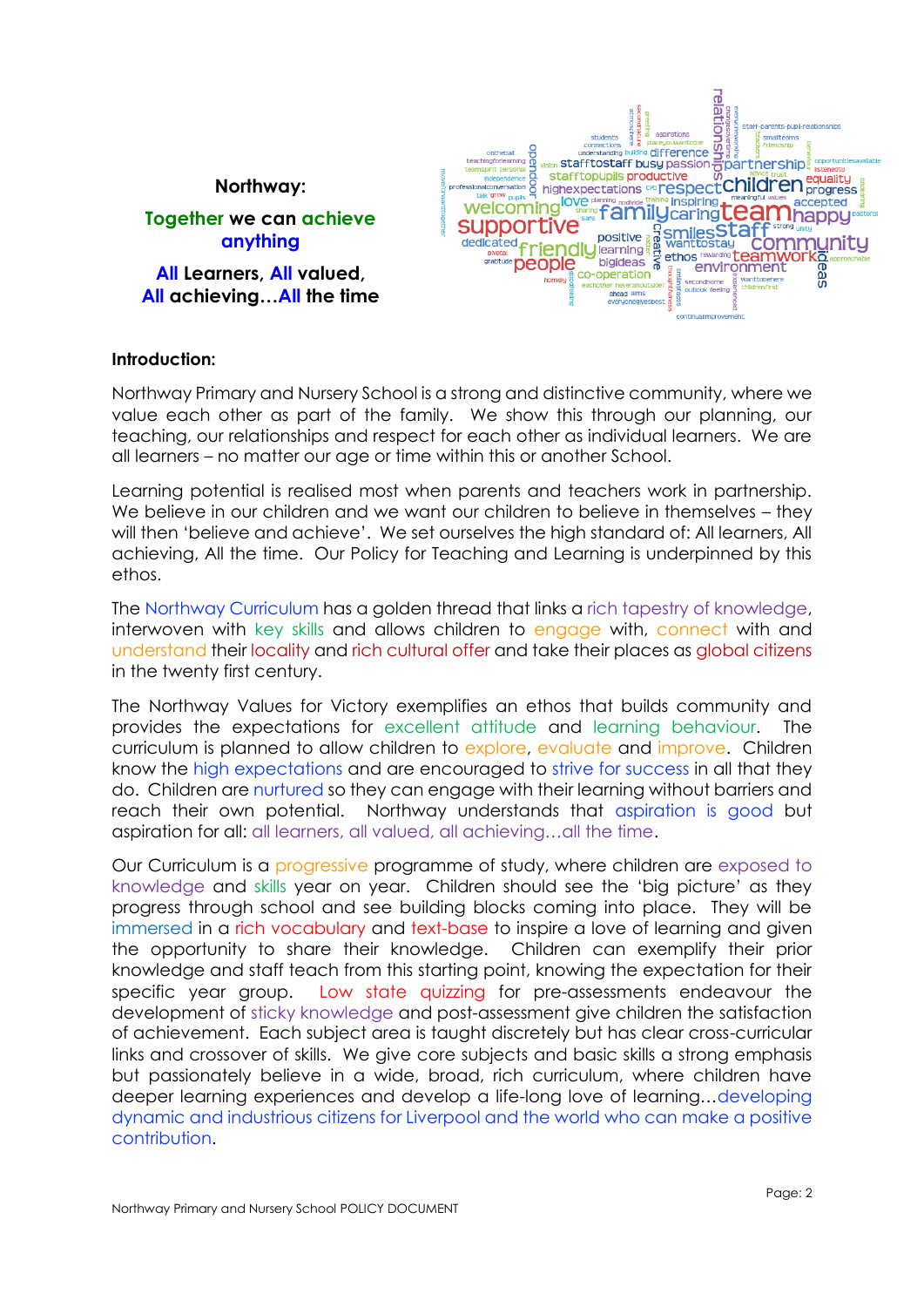**Northway:**

**Together we can achieve anything**

**All Learners, All valued, All achieving…All the time**

**Introduction:**

Northway Primary and Nursery School is a strong and distinctive community, where we value each other as part of the family. We show this through our planning, our teaching, our relationships and respect for each other as individual learners. We are all learners – no matter our age or time within this or another School.

Learning potential is realised most when parents and teachers work in partnership. We believe in our children and we want our children to believe in themselves – they will then 'believe and achieve'. We set ourselves the high standard of: All learners, All achieving, All the time. Our Policy for Teaching and Learning is underpinned by this ethos.

The Northway Curriculum has a golden thread that links a rich tapestry of knowledge, interwoven with key skills and allows children to engage with, connect with and understand their locality and rich cultural offer and take their places as global citizens in the twenty first century.

The Northway Values for Victory exemplifies an ethos that builds community and provides the expectations for excellent attitude and learning behaviour. The curriculum is planned to allow children to explore, evaluate and improve. Children know the high expectations and are encouraged to strive for success in all that they do. Children are nurtured so they can engage with their learning without barriers and reach their own potential. Northway understands that aspiration is good but aspiration for all: all learners, all valued, all achieving…all the time.

Our Curriculum is a progressive programme of study, where children are exposed to knowledge and skills year on year. Children should see the 'big picture' as they progress through school and see building blocks coming into place. They will be immersed in a rich vocabulary and text-base to inspire a love of learning and given the opportunity to share their knowledge. Children can exemplify their prior knowledge and staff teach from this starting point, knowing the expectation for their specific year group. Low state quizzing for pre-assessments endeavour the development of sticky knowledge and post-assessment give children the satisfaction of achievement. Each subject area is taught discretely but has clear cross-curricular links and crossover of skills. We give core subjects and basic skills a strong emphasis but passionately believe in a wide, broad, rich curriculum, where children have deeper learning experiences and develop a life-long love of learning…developing dynamic and industrious citizens for Liverpool and the world who can make a positive contribution.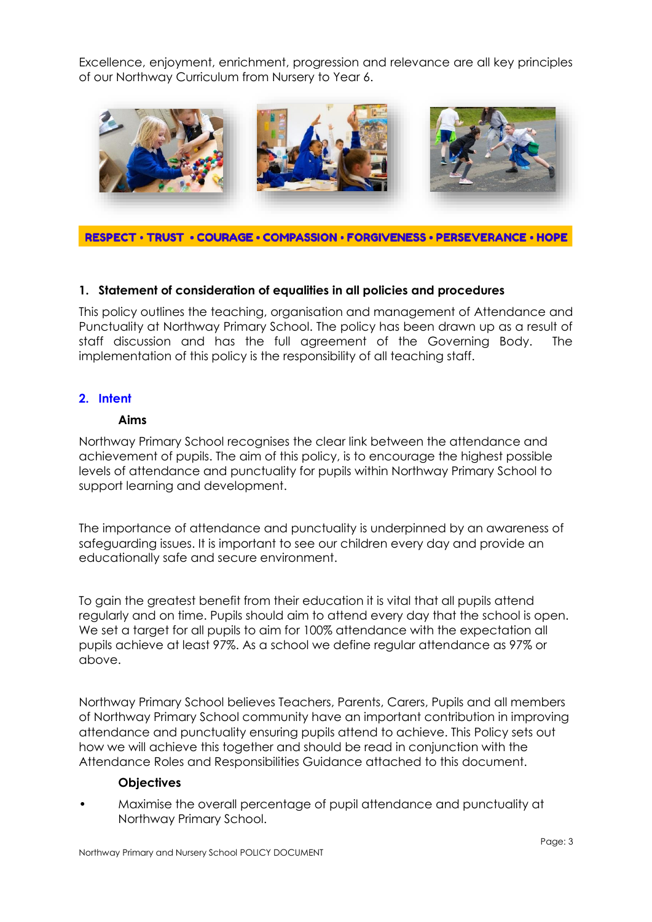Excellence, enjoyment, enrichment, progression and relevance are all key principles of our Northway Curriculum from Nursery to Year 6.

**RESPECT • TRUST • COURAGE • COMPASSION • FORGIVENESS • PERSEVERANCE • HOPE**

## 1. Statement of consideration of equalities in all policies and procedures

This policy outlines the teaching, organisation and management of Attendance and Punctuality at Northway Primary School. The policy has been drawn up as a result of staff discussion and has the full agreement of the Governing Body. The implementation of this policy is the responsibility of all teaching staff.

## 2. Intent

### Aims

Northway Primary School recognises the clear link between the attendance and achievement of pupils. The aim of this policy, is to encourage the highest possible levels of attendance and punctuality for pupils within Northway Primary School to support learning and development.

The importance of attendance and punctuality is underpinned by an awareness of safeguarding issues. It is important to see our children every day and provide an educationally safe and secure environment.

To gain the greatest benefit from their education it is vital that all pupils attend regularly and on time. Pupils should aim to attend every day that the school is open. We set a target for all pupils to aim for 100% attendance with the expectation all pupils achieve at least 97%. As a school we define regular attendance as 97% or above.

Northway Primary School believes Teachers, Parents, Carers, Pupils and all members of Northway Primary School community have an important contribution in improving attendance and punctuality ensuring pupils attend to achieve. This Policy sets out how we will achieve this together and should be read in conjunction with the Attendance Roles and Responsibilities Guidance attached to this document.

### Objectives

- Maximise the overall percentage of pupil attendance and punctuality at Northway Primary School.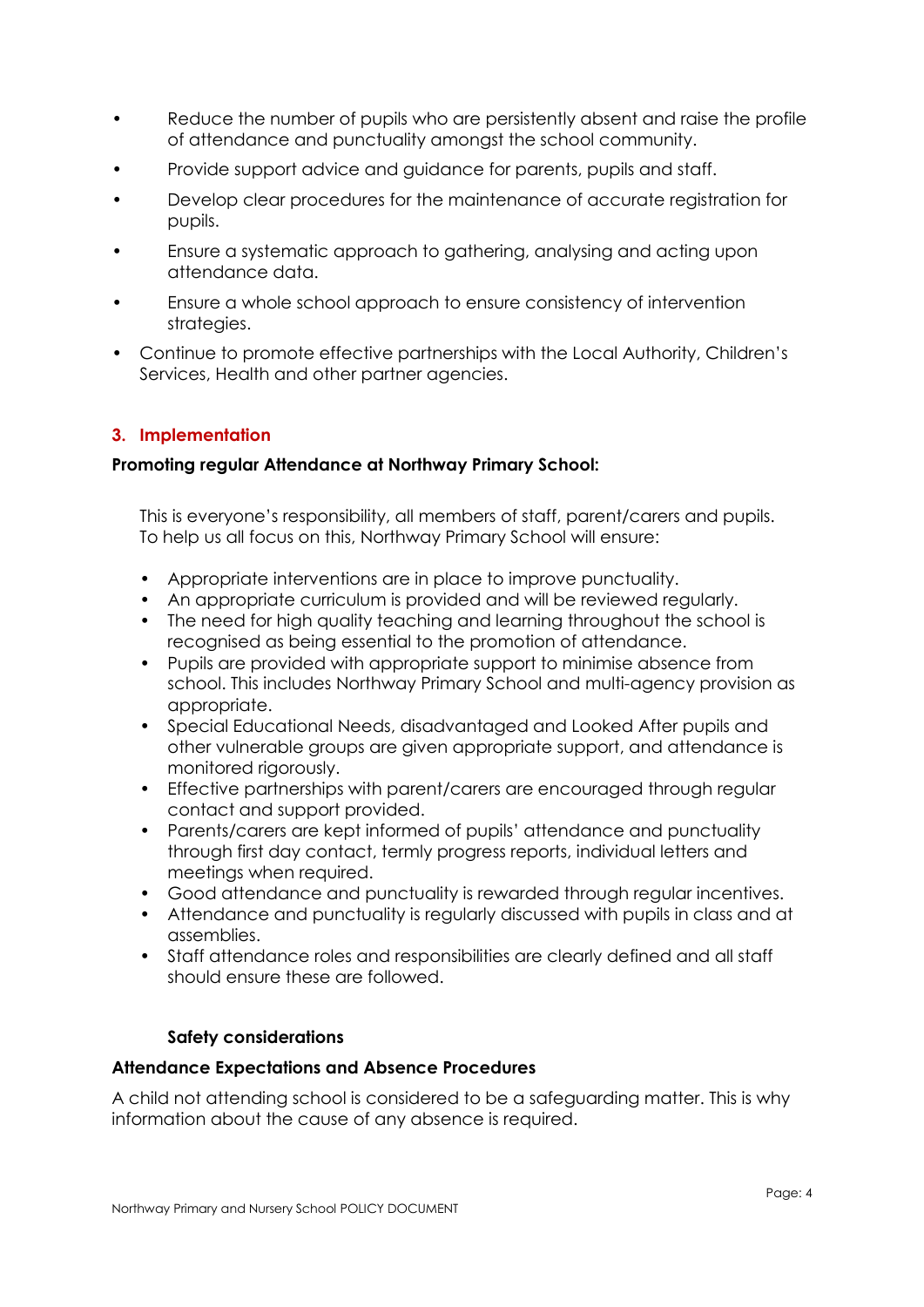- Reduce the number of pupils who are persistently absent and raise the profile of attendance and punctuality amongst the school community.
- Provide support advice and guidance for parents, pupils and staff.
- Develop clear procedures for the maintenance of accurate registration for pupils.
- Ensure a systematic approach to gathering, analysing and acting upon attendance data.
- Ensure a whole school approach to ensure consistency of intervention strategies.
- Continue to promote effective partnerships with the Local Authority, Children's Services, Health and other partner agencies.

## 3. Implementation

**Promoting regular Attendance at Northway Primary School:**

This is everyone's responsibility, all members of staff, parent/carers and pupils. To help us all focus on this, Northway Primary School will ensure:

- Appropriate interventions are in place to improve punctuality.
- An appropriate curriculum is provided and will be reviewed regularly.
- The need for high quality teaching and learning throughout the school is recognised as being essential to the promotion of attendance.
- Pupils are provided with appropriate support to minimise absence from school. This includes Northway Primary School and multi-agency provision as appropriate.
- Special Educational Needs, disadvantaged and Looked After pupils and other vulnerable groups are given appropriate support, and attendance is monitored rigorously.
- Effective partnerships with parent/carers are encouraged through regular contact and support provided.
- Parents/carers are kept informed of pupils' attendance and punctuality through first day contact, termly progress reports, individual letters and meetings when required.
- Good attendance and punctuality is rewarded through regular incentives.
- Attendance and punctuality is regularly discussed with pupils in class and at assemblies.
- Staff attendance roles and responsibilities are clearly defined and all staff should ensure these are followed.

**Safety considerations**

**Attendance Expectations and Absence Procedures**

A child not attending school is considered to be a safeguarding matter. This is why information about the cause of any absence is required.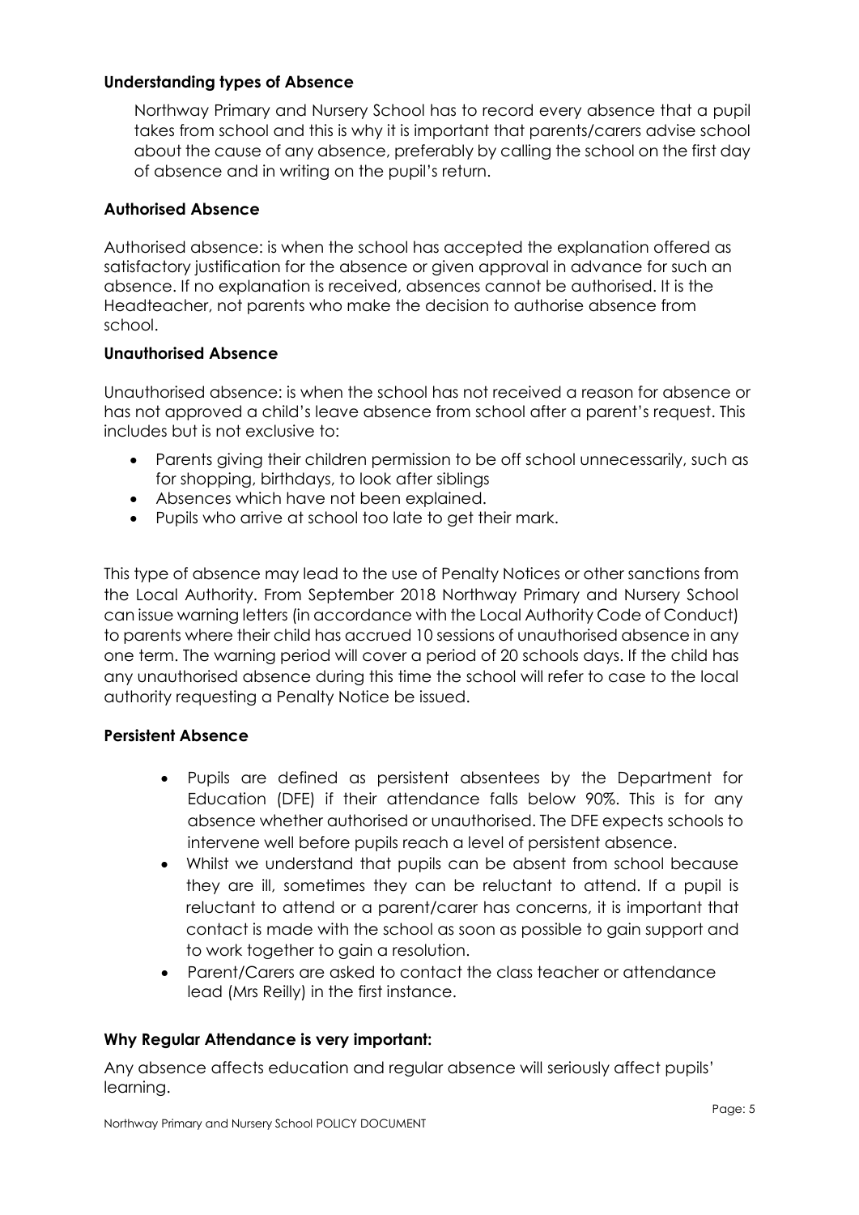### Understanding types of Absence

Northway Primary and Nursery School has to record every absence that a pupil takes from school and this is why it is important that parents/carers advise school about the cause of any absence, preferably by calling the school on the first day of absence and in writing on the pupil's return.

### Authorised Absence

Authorised absence: is when the school has accepted the explanation offered as satisfactory justification for the absence or given approval in advance for such an absence. If no explanation is received, absences cannot be authorised. It is the Headteacher, not parents who make the decision to authorise absence from school.

### Unauthorised Absence

Unauthorised absence: is when the school has not received a reason for absence or has not approved a child's leave absence from school after a parent's request. This includes but is not exclusive to:

- Parents giving their children permission to be off school unnecessarily, such as for shopping, birthdays, to look after siblings
- Absences which have not been explained.
- Pupils who arrive at school too late to get their mark.

This type of absence may lead to the use of Penalty Notices or other sanctions from the Local Authority. From September 2018 Northway Primary and Nursery School can issue warning letters (in accordance with the Local Authority Code of Conduct) to parents where their child has accrued 10 sessions of unauthorised absence in any one term. The warning period will cover a period of 20 schools days. If the child has any unauthorised absence during this time the school will refer to case to the local authority requesting a Penalty Notice be issued.

### Persistent Absence

- Pupils are defined as persistent absentees by the Department for Education (DFE) if their attendance falls below 90%. This is for any absence whether authorised or unauthorised. The DFE expects schools to intervene well before pupils reach a level of persistent absence.
- Whilst we understand that pupils can be absent from school because they are ill, sometimes they can be reluctant to attend. If a pupil is reluctant to attend or a parent/carer has concerns, it is important that contact is made with the school as soon as possible to gain support and to work together to gain a resolution.
- Parent/Carers are asked to contact the class teacher or attendance lead (Mrs Reilly) in the first instance.

### Why Regular Attendance is very important:

Any absence affects education and regular absence will seriously affect pupils' learning.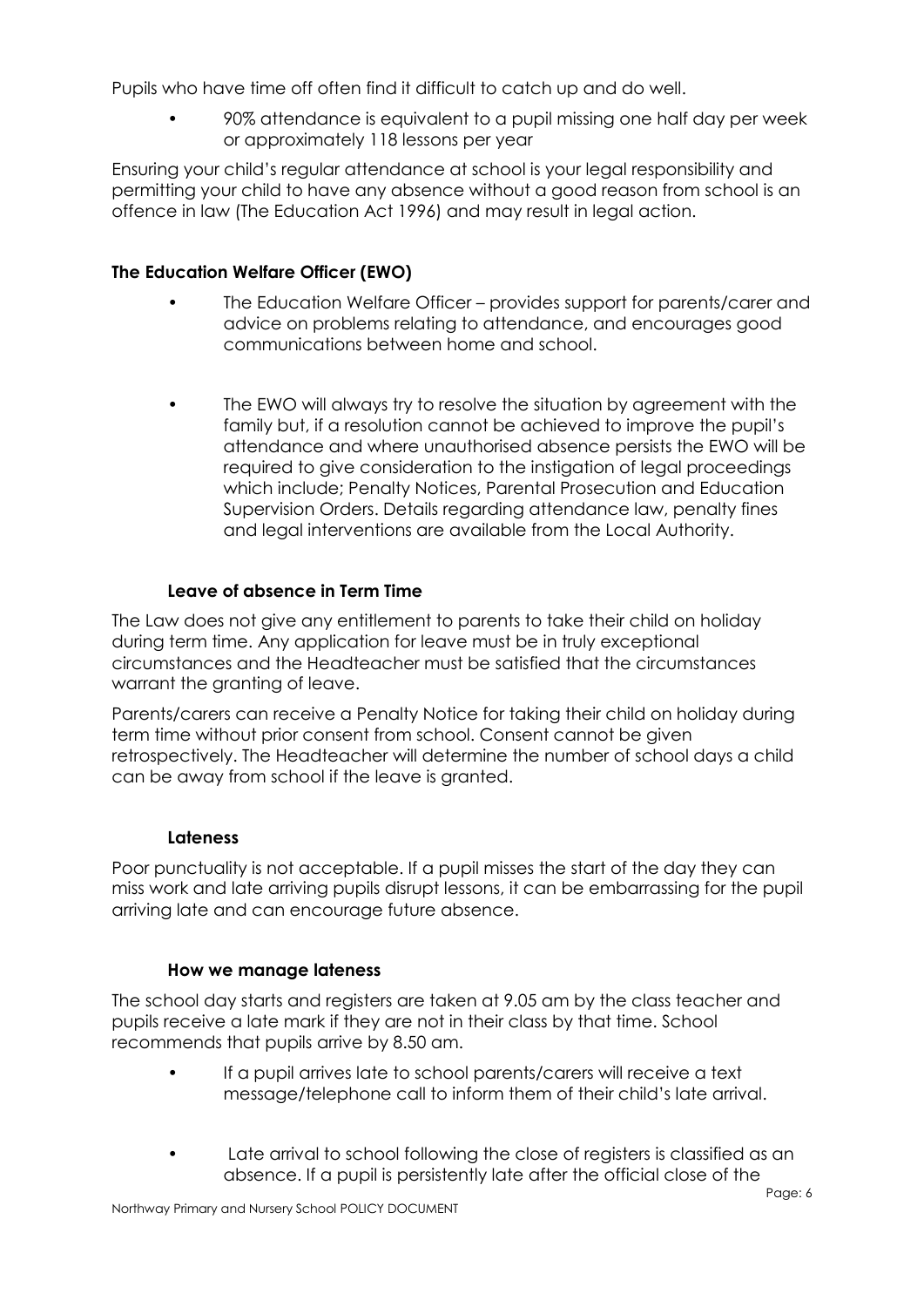Pupils who have time off often find it difficult to catch up and do well.

- 90% attendance is equivalent to a pupil missing one half day per week or approximately 118 lessons per year

Ensuring your child's regular attendance at school is your legal responsibility and permitting your child to have any absence without a good reason from school is an offence in law (The Education Act 1996) and may result in legal action.

**The Education Welfare Officer (EWO)**

- The Education Welfare Officer – provides support for parents/carer and advice on problems relating to attendance, and encourages good communications between home and school.

- The EWO will always try to resolve the situation by agreement with the family but, if a resolution cannot be achieved to improve the pupil's attendance and where unauthorised absence persists the EWO will be required to give consideration to the instigation of legal proceedings which include; Penalty Notices, Parental Prosecution and Education Supervision Orders. Details regarding attendance law, penalty fines and legal interventions are available from the Local Authority.

**Leave of absence in Term Time**

The Law does not give any entitlement to parents to take their child on holiday during term time. Any application for leave must be in truly exceptional circumstances and the Headteacher must be satisfied that the circumstances warrant the granting of leave.

Parents/carers can receive a Penalty Notice for taking their child on holiday during term time without prior consent from school. Consent cannot be given retrospectively. The Headteacher will determine the number of school days a child can be away from school if the leave is granted.

**Lateness**

Poor punctuality is not acceptable. If a pupil misses the start of the day they can miss work and late arriving pupils disrupt lessons, it can be embarrassing for the pupil arriving late and can encourage future absence.

**How we manage lateness**

The school day starts and registers are taken at 9.05 am by the class teacher and pupils receive a late mark if they are not in their class by that time. School recommends that pupils arrive by 8.50 am.

- If a pupil arrives late to school parents/carers will receive a text message/telephone call to inform them of their child's late arrival.

- Late arrival to school following the close of registers is classified as an absence. If a pupil is persistently late after the official close of the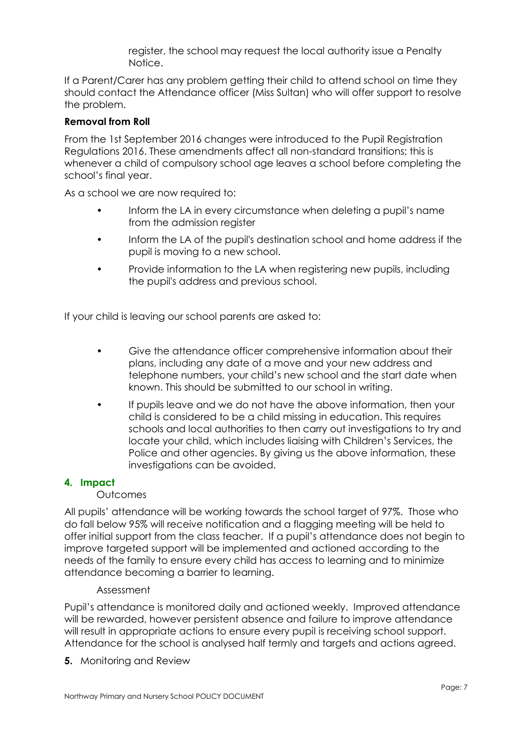register, the school may request the local authority issue a Penalty Notice.

If a Parent/Carer has any problem getting their child to attend school on time they should contact the Attendance officer (Miss Sultan) who will offer support to resolve the problem.

**Removal from Roll**

From the 1st September 2016 changes were introduced to the Pupil Registration Regulations 2016. These amendments affect all non-standard transitions; this is whenever a child of compulsory school age leaves a school before completing the school's final year.

As a school we are now required to:

- Inform the LA in every circumstance when deleting a pupil's name from the admission register
- Inform the LA of the pupil's destination school and home address if the pupil is moving to a new school.
- Provide information to the LA when registering new pupils, including the pupil's address and previous school.

If your child is leaving our school parents are asked to:

- Give the attendance officer comprehensive information about their plans, including any date of a move and your new address and telephone numbers, your child's new school and the start date when known. This should be submitted to our school in writing.
- If pupils leave and we do not have the above information, then your child is considered to be a child missing in education. This requires schools and local authorities to then carry out investigations to try and locate your child, which includes liaising with Children's Services, the Police and other agencies. By giving us the above information, these investigations can be avoided.

## 4. Impact

Outcomes

All pupils' attendance will be working towards the school target of 97%. Those who do fall below 95% will receive notification and a flagging meeting will be held to offer initial support from the class teacher. If a pupil's attendance does not begin to improve targeted support will be implemented and actioned according to the needs of the family to ensure every child has access to learning and to minimize attendance becoming a barrier to learning.

Assessment

Pupil's attendance is monitored daily and actioned weekly. Improved attendance will be rewarded, however persistent absence and failure to improve attendance will result in appropriate actions to ensure every pupil is receiving school support. Attendance for the school is analysed half termly and targets and actions agreed.

**5.** Monitoring and Review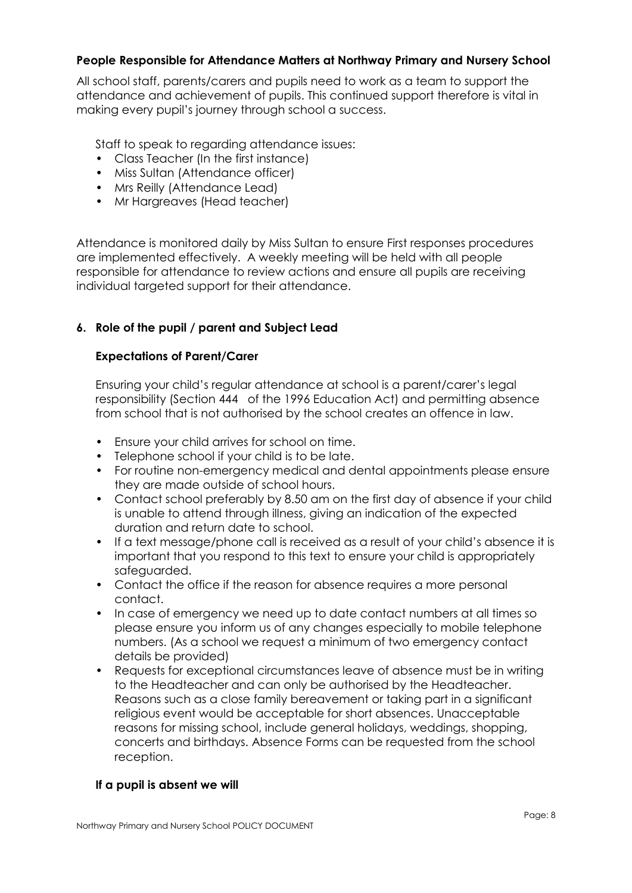**People Responsible for Attendance Matters at Northway Primary and Nursery School**

All school staff, parents/carers and pupils need to work as a team to support the attendance and achievement of pupils. This continued support therefore is vital in making every pupil's journey through school a success.

Staff to speak to regarding attendance issues:

- Class Teacher (In the first instance)
- Miss Sultan (Attendance officer)
- Mrs Reilly (Attendance Lead)
- Mr Hargreaves (Head teacher)

Attendance is monitored daily by Miss Sultan to ensure First responses procedures are implemented effectively. A weekly meeting will be held with all people responsible for attendance to review actions and ensure all pupils are receiving individual targeted support for their attendance.

## 6. Role of the pupil / parent and Subject Lead

### Expectations of Parent/Carer

Ensuring your child's regular attendance at school is a parent/carer's legal responsibility (Section 444 of the 1996 Education Act) and permitting absence from school that is not authorised by the school creates an offence in law.

- Ensure your child arrives for school on time.
- Telephone school if your child is to be late.
- For routine non-emergency medical and dental appointments please ensure they are made outside of school hours.
- Contact school preferably by 8.50 am on the first day of absence if your child is unable to attend through illness, giving an indication of the expected duration and return date to school.
- If a text message/phone call is received as a result of your child's absence it is important that you respond to this text to ensure your child is appropriately safeguarded.
- Contact the office if the reason for absence requires a more personal contact.
- In case of emergency we need up to date contact numbers at all times so please ensure you inform us of any changes especially to mobile telephone numbers. (As a school we request a minimum of two emergency contact details be provided)
- Requests for exceptional circumstances leave of absence must be in writing to the Headteacher and can only be authorised by the Headteacher. Reasons such as a close family bereavement or taking part in a significant religious event would be acceptable for short absences. Unacceptable reasons for missing school, include general holidays, weddings, shopping, concerts and birthdays. Absence Forms can be requested from the school reception.

### If a pupil is absent we will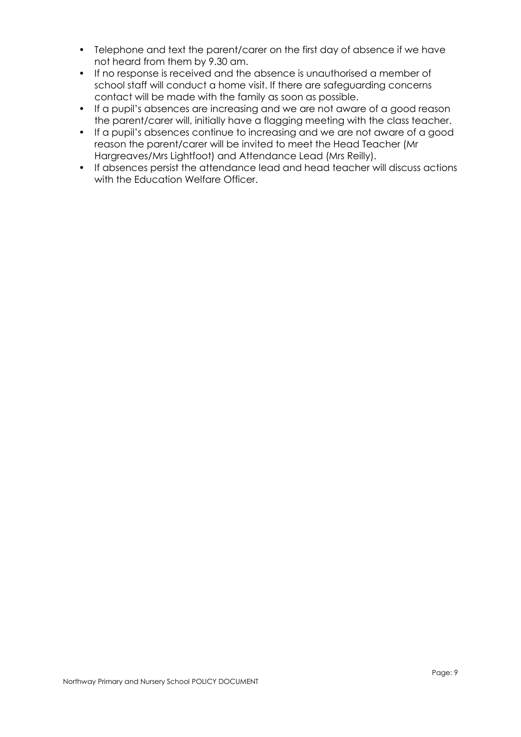- Telephone and text the parent/carer on the first day of absence if we have not heard from them by 9.30 am.
- If no response is received and the absence is unauthorised a member of school staff will conduct a home visit. If there are safeguarding concerns contact will be made with the family as soon as possible.
- If a pupil's absences are increasing and we are not aware of a good reason the parent/carer will, initially have a flagging meeting with the class teacher.
- If a pupil's absences continue to increasing and we are not aware of a good reason the parent/carer will be invited to meet the Head Teacher (Mr Hargreaves/Mrs Lightfoot) and Attendance Lead (Mrs Reilly).
- If absences persist the attendance lead and head teacher will discuss actions with the Education Welfare Officer.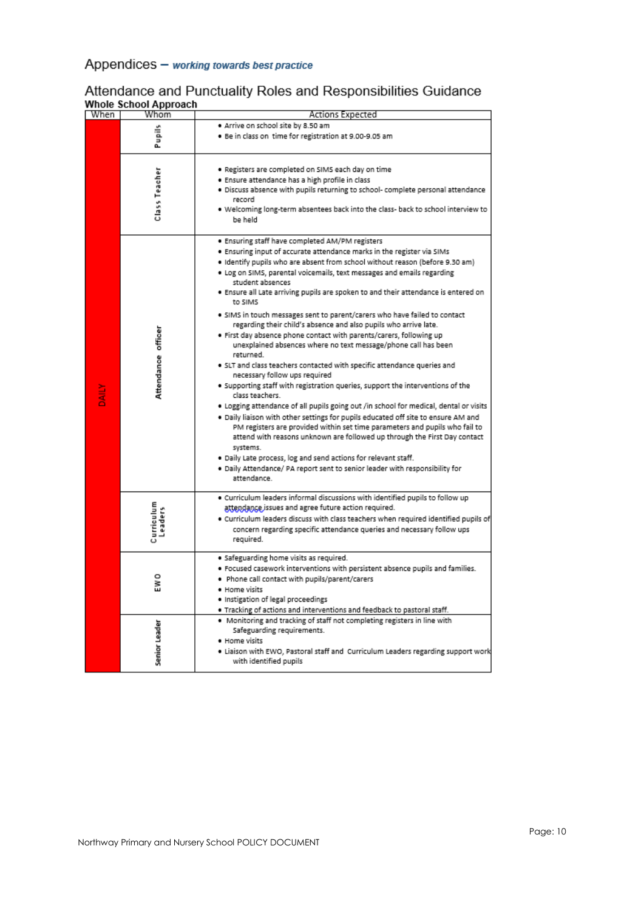# Appendices – *working towards best practice*

## Attendance and Punctuality Roles and Responsibilities Guidance

**Whole School Approach**

| When | Whom | Actions Expected |
|---|---|---|
| DAILY | Pupils | • Arrive on school site by 8.50 am<br>• Be in class on time for registration at 9.00-9.05 am |
| | Class Teacher | • Registers are completed on SIMS each day on time<br>• Ensure attendance has a high profile in class<br>• Discuss absence with pupils returning to school- complete personal attendance record<br>• Welcoming long-term absentees back into the class- back to school interview to be held |
| | Attendance officer | • Ensuring staff have completed AM/PM registers<br>• Ensuring input of accurate attendance marks in the register via SIMs<br>• Identify pupils who are absent from school without reason (before 9.30 am)<br>• Log on SIMS, parental voicemails, text messages and emails regarding student absences<br>• Ensure all Late arriving pupils are spoken to and their attendance is entered on to SIMS<br>• SIMS in touch messages sent to parent/carers who have failed to contact regarding their child's absence and also pupils who arrive late.<br>• First day absence phone contact with parents/carers, following up unexplained absences where no text message/phone call has been returned.<br>• SLT and class teachers contacted with specific attendance queries and necessary follow ups required<br>• Supporting staff with registration queries, support the interventions of the class teachers.<br>• Logging attendance of all pupils going out /in school for medical, dental or visits<br>• Daily liaison with other settings for pupils educated off site to ensure AM and PM registers are provided within set time parameters and pupils who fail to attend with reasons unknown are followed up through the First Day contact systems.<br>• Daily Late process, log and send actions for relevant staff.<br>• Daily Attendance/ PA report sent to senior leader with responsibility for attendance. |
| | Curriculum Leaders | • Curriculum leaders informal discussions with identified pupils to follow up attendance issues and agree future action required.<br>• Curriculum leaders discuss with class teachers when required identified pupils of concern regarding specific attendance queries and necessary follow ups required. |
| | EWO | • Safeguarding home visits as required.<br>• Focused casework interventions with persistent absence pupils and families.<br>• Phone call contact with pupils/parent/carers<br>• Home visits<br>• Instigation of legal proceedings<br>• Tracking of actions and interventions and feedback to pastoral staff. |
| | Senior Leader | • Monitoring and tracking of staff not completing registers in line with Safeguarding requirements.<br>• Home visits<br>• Liaison with EWO, Pastoral staff and Curriculum Leaders regarding support work with identified pupils |

Northway Primary and Nursery School POLICY DOCUMENT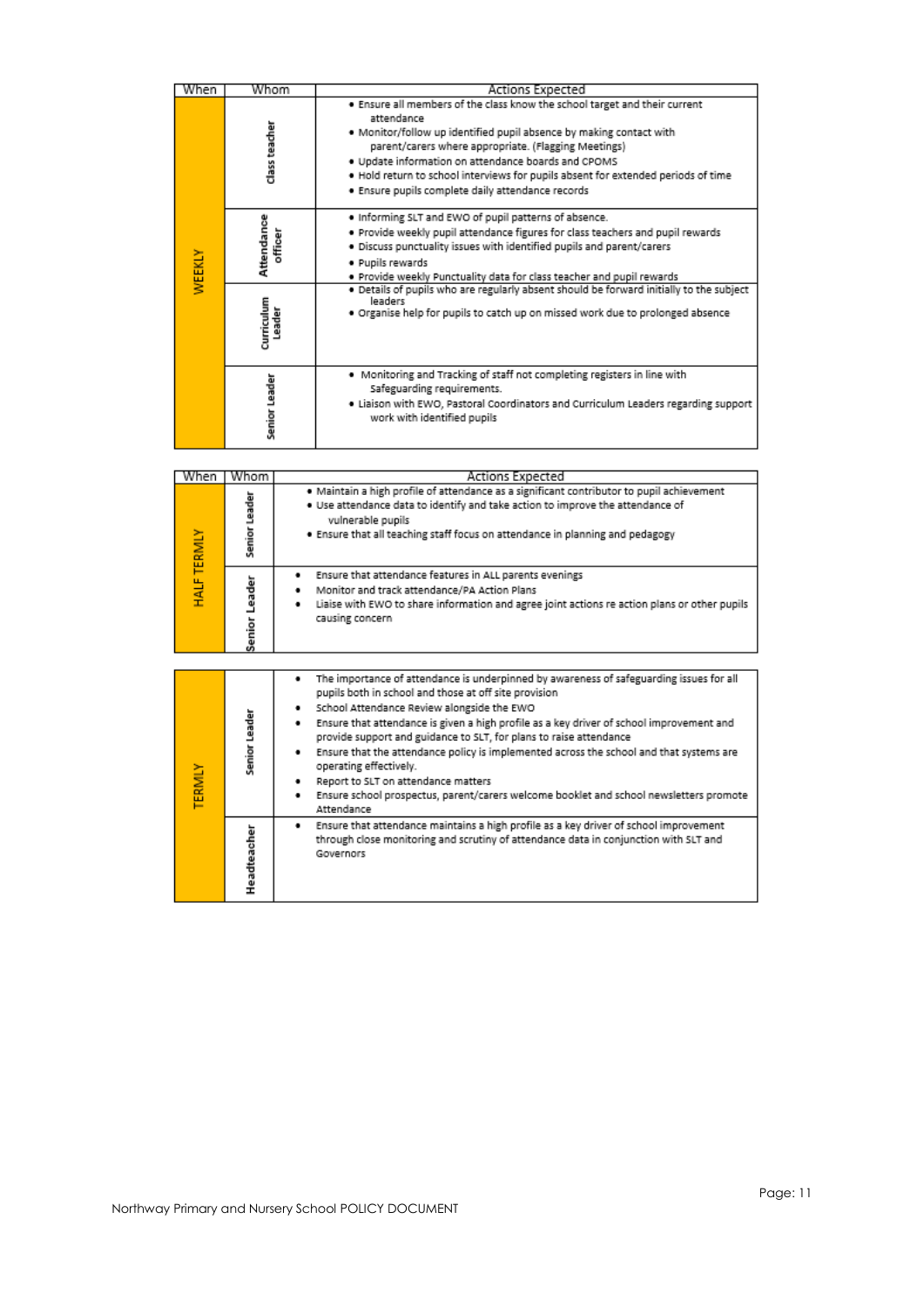| When | Whom | Actions Expected |
|---|---|---|
| WEEKLY | Class teacher | • Ensure all members of the class know the school target and their current attendance<br>• Monitor/follow up identified pupil absence by making contact with parent/carers where appropriate. (Flagging Meetings)<br>• Update information on attendance boards and CPOMS<br>• Hold return to school interviews for pupils absent for extended periods of time<br>• Ensure pupils complete daily attendance records |
| | Attendance officer | • Informing SLT and EWO of pupil patterns of absence.<br>• Provide weekly pupil attendance figures for class teachers and pupil rewards<br>• Discuss punctuality issues with identified pupils and parent/carers<br>• Pupils rewards<br>• Provide weekly Punctuality data for class teacher and pupil rewards |
| | Curriculum Leader | • Details of pupils who are regularly absent should be forward initially to the subject leaders<br>• Organise help for pupils to catch up on missed work due to prolonged absence |
| | Senior Leader | • Monitoring and Tracking of staff not completing registers in line with Safeguarding requirements.<br>• Liaison with EWO, Pastoral Coordinators and Curriculum Leaders regarding support work with identified pupils |

| When | Whom | Actions Expected |
|---|---|---|
| HALF TERMLY | Senior Leader | • Maintain a high profile of attendance as a significant contributor to pupil achievement<br>• Use attendance data to identify and take action to improve the attendance of vulnerable pupils<br>• Ensure that all teaching staff focus on attendance in planning and pedagogy |
| | Senior Leader | • Ensure that attendance features in ALL parents evenings<br>• Monitor and track attendance/PA Action Plans<br>• Liaise with EWO to share information and agree joint actions re action plans or other pupils causing concern |
| TERMLY | Senior Leader | • The importance of attendance is underpinned by awareness of safeguarding issues for all pupils both in school and those at off site provision<br>• School Attendance Review alongside the EWO<br>• Ensure that attendance is given a high profile as a key driver of school improvement and provide support and guidance to SLT, for plans to raise attendance<br>• Ensure that the attendance policy is implemented across the school and that systems are operating effectively.<br>• Report to SLT on attendance matters<br>• Ensure school prospectus, parent/carers welcome booklet and school newsletters promote Attendance |
| | Headteacher | • Ensure that attendance maintains a high profile as a key driver of school improvement through close monitoring and scrutiny of attendance data in conjunction with SLT and Governors |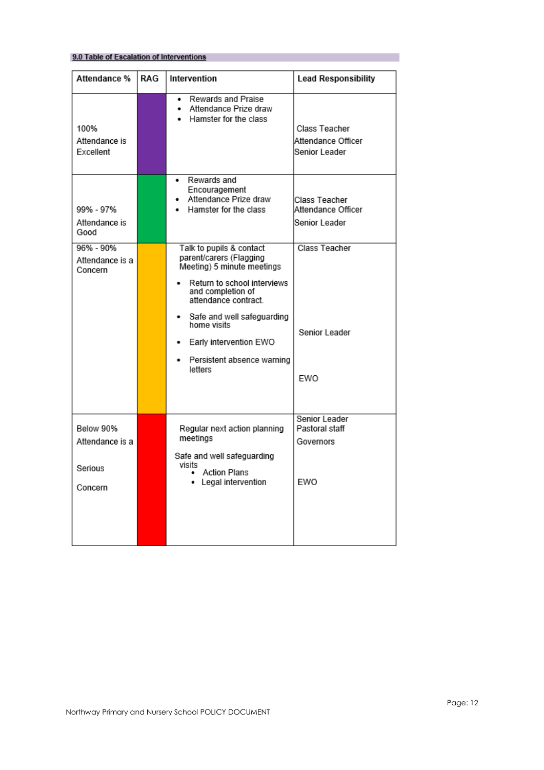### 9.0 Table of Escalation of Interventions

| Attendance % | RAG | Intervention | Lead Responsibility |
|---|---|---|---|
| 100%<br>Attendance is Excellent | | • Rewards and Praise<br>• Attendance Prize draw<br>• Hamster for the class | Class Teacher<br>Attendance Officer<br>Senior Leader |
| 99% - 97%<br>Attendance is Good | | • Rewards and Encouragement<br>• Attendance Prize draw<br>• Hamster for the class | Class Teacher<br>Attendance Officer<br>Senior Leader |
| 96% - 90%<br>Attendance is a Concern | | Talk to pupils & contact parent/carers (Flagging Meeting) 5 minute meetings<br>• Return to school interviews and completion of attendance contract.<br>• Safe and well safeguarding home visits<br>• Early intervention EWO<br>• Persistent absence warning letters | Class Teacher<br>Senior Leader<br>EWO |
| Below 90%<br>Attendance is a Serious Concern | | Regular next action planning meetings<br>Safe and well safeguarding visits<br>• Action Plans<br>• Legal intervention | Senior Leader<br>Pastoral staff<br>Governors<br>EWO |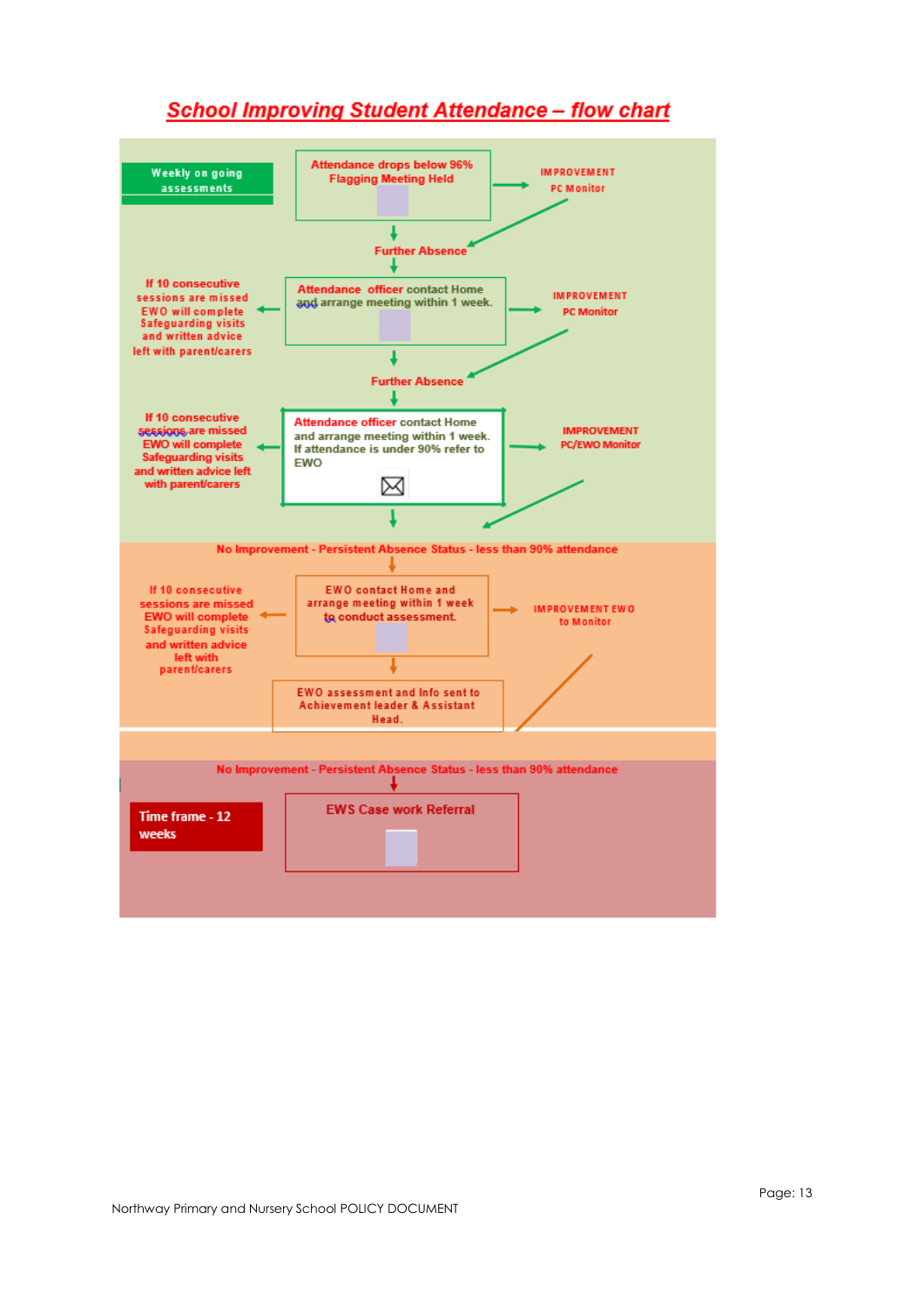# School Improving Student Attendance – flow chart

Weekly on going assessments

Attendance drops below 96%
Flagging Meeting Held

IMPROVEMENT
PC Monitor

Further Absence

If 10 consecutive sessions are missed EWO will complete Safeguarding visits and written advice left with parent/carers

Attendance officer contact Home and arrange meeting within 1 week.

IMPROVEMENT
PC Monitor

Further Absence

If 10 consecutive sessions are missed EWO will complete Safeguarding visits and written advice left with parent/carers

Attendance officer contact Home and arrange meeting within 1 week.
If attendance is under 90% refer to EWO

IMPROVEMENT
PC/EWO Monitor

No Improvement - Persistent Absence Status - less than 90% attendance

If 10 consecutive sessions are missed EWO will complete Safeguarding visits and written advice left with parent/carers

EWO contact Home and arrange meeting within 1 week to conduct assessment.

IMPROVEMENT EWO to Monitor

EWO assessment and Info sent to Achievement leader & Assistant Head.

No Improvement - Persistent Absence Status - less than 90% attendance

Time frame - 12 weeks

EWS Case work Referral

Northway Primary and Nursery School POLICY DOCUMENT